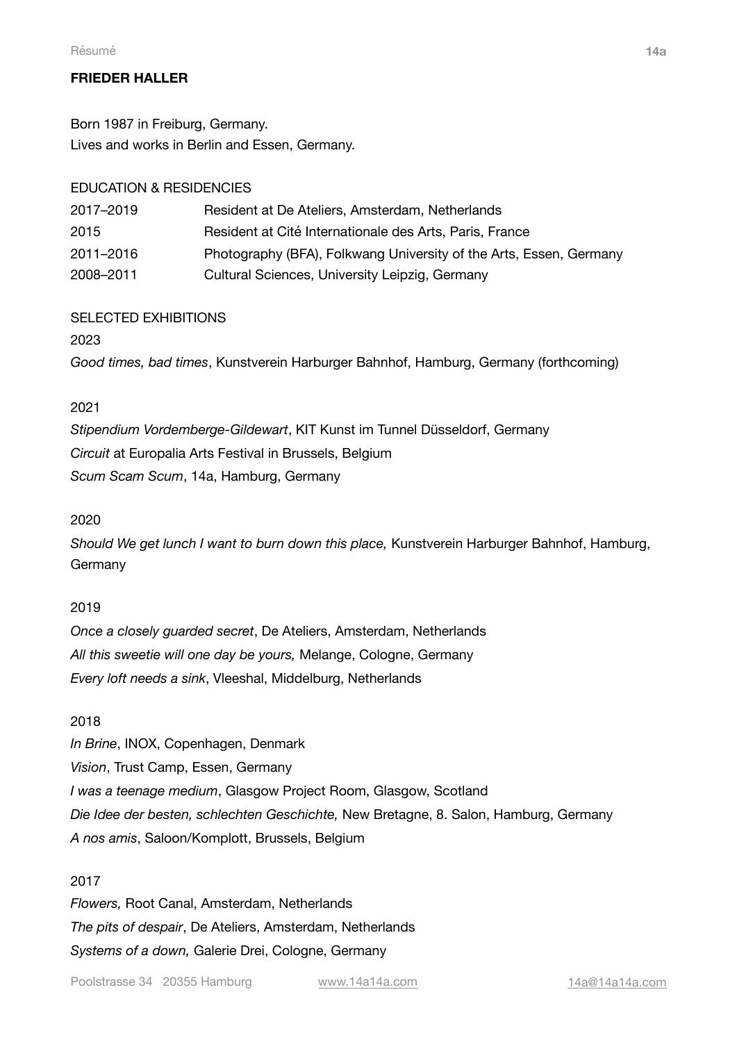# FRIEDER HALLER

Born 1987 in Freiburg, Germany.
Lives and works in Berlin and Essen, Germany.

## EDUCATION & RESIDENCIES

| | |
|---|---|
| 2017–2019 | Resident at De Ateliers, Amsterdam, Netherlands |
| 2015 | Resident at Cité Internationale des Arts, Paris, France |
| 2011–2016 | Photography (BFA), Folkwang University of the Arts, Essen, Germany |
| 2008–2011 | Cultural Sciences, University Leipzig, Germany |

## SELECTED EXHIBITIONS

2023

*Good times, bad times*, Kunstverein Harburger Bahnhof, Hamburg, Germany (forthcoming)

2021

*Stipendium Vordemberge-Gildewart*, KIT Kunst im Tunnel Düsseldorf, Germany
*Circuit* at Europalia Arts Festival in Brussels, Belgium
*Scum Scam Scum*, 14a, Hamburg, Germany

2020

*Should We get lunch I want to burn down this place,* Kunstverein Harburger Bahnhof, Hamburg, Germany

2019

*Once a closely guarded secret*, De Ateliers, Amsterdam, Netherlands
*All this sweetie will one day be yours,* Melange, Cologne, Germany
*Every loft needs a sink*, Vleeshal, Middelburg, Netherlands

2018

*In Brine*, INOX, Copenhagen, Denmark
*Vision*, Trust Camp, Essen, Germany
*I was a teenage medium*, Glasgow Project Room, Glasgow, Scotland
*Die Idee der besten, schlechten Geschichte,* New Bretagne, 8. Salon, Hamburg, Germany
*A nos amis*, Saloon/Komplott, Brussels, Belgium

2017

*Flowers,* Root Canal, Amsterdam, Netherlands
*The pits of despair*, De Ateliers, Amsterdam, Netherlands
*Systems of a down,* Galerie Drei, Cologne, Germany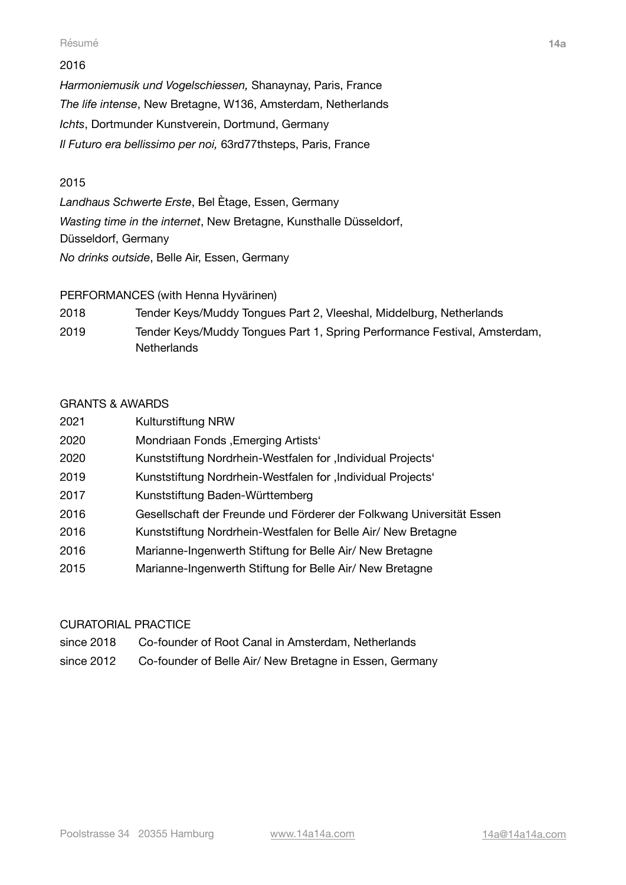2016

*Harmoniemusik und Vogelschiessen,* Shanaynay, Paris, France

*The life intense*, New Bretagne, W136, Amsterdam, Netherlands

*Ichts*, Dortmunder Kunstverein, Dortmund, Germany

*Il Futuro era bellissimo per noi,* 63rd77thsteps, Paris, France

2015

*Landhaus Schwerte Erste*, Bel Ètage, Essen, Germany

*Wasting time in the internet*, New Bretagne, Kunsthalle Düsseldorf, Düsseldorf, Germany

*No drinks outside*, Belle Air, Essen, Germany

PERFORMANCES (with Henna Hyvärinen)

| | |
|---|---|
| 2018 | Tender Keys/Muddy Tongues Part 2, Vleeshal, Middelburg, Netherlands |
| 2019 | Tender Keys/Muddy Tongues Part 1, Spring Performance Festival, Amsterdam, Netherlands |

GRANTS & AWARDS

| | |
|---|---|
| 2021 | Kulturstiftung NRW |
| 2020 | Mondriaan Fonds ‚Emerging Artists' |
| 2020 | Kunststiftung Nordrhein-Westfalen for ‚Individual Projects' |
| 2019 | Kunststiftung Nordrhein-Westfalen for ‚Individual Projects' |
| 2017 | Kunststiftung Baden-Württemberg |
| 2016 | Gesellschaft der Freunde und Förderer der Folkwang Universität Essen |
| 2016 | Kunststiftung Nordrhein-Westfalen for Belle Air/ New Bretagne |
| 2016 | Marianne-Ingenwerth Stiftung for Belle Air/ New Bretagne |
| 2015 | Marianne-Ingenwerth Stiftung for Belle Air/ New Bretagne |

CURATORIAL PRACTICE

| | |
|---|---|
| since 2018 | Co-founder of Root Canal in Amsterdam, Netherlands |
| since 2012 | Co-founder of Belle Air/ New Bretagne in Essen, Germany |